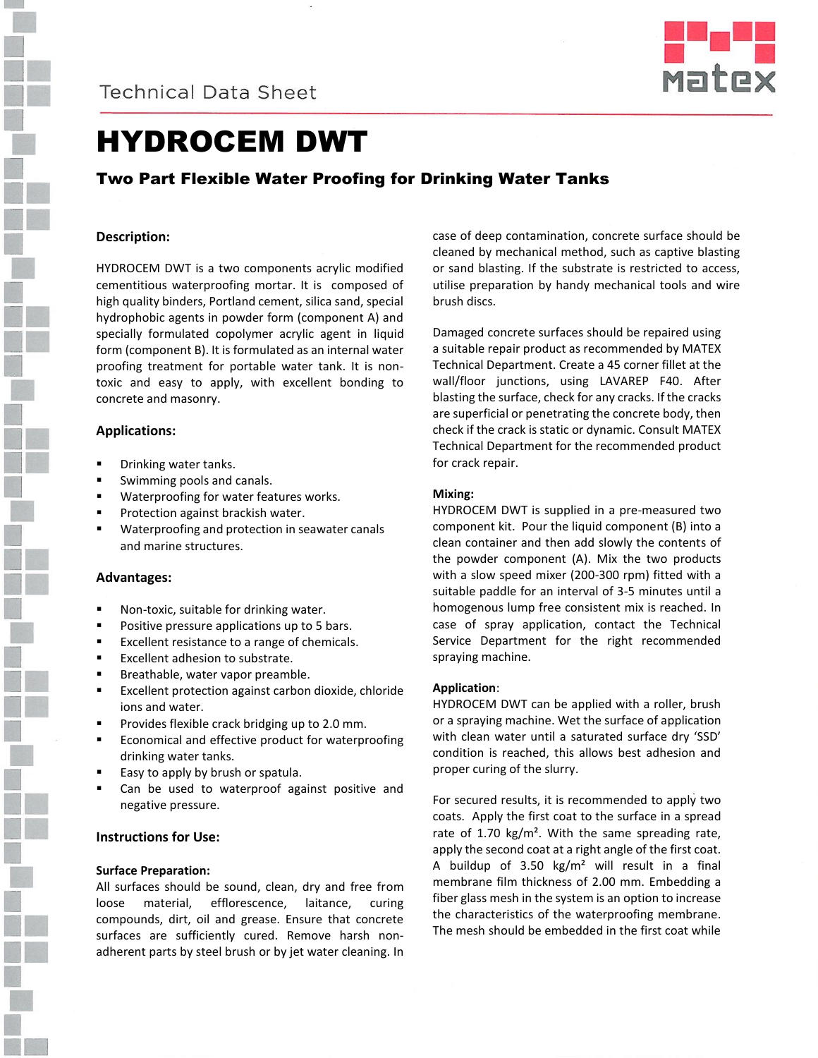Technical Data Sheet

# HYDROCEM DWT

## Two Part Flexible Water Proofing for Drinking Water Tanks

### Description:

HYDROCEM DWT is a two components acrylic modified cementitious waterproofing mortar. It is composed of high quality binders, Portland cement, silica sand, special hydrophobic agents in powder form (component A) and specially formulated copolymer acrylic agent in liquid form (component B). It is formulated as an internal water proofing treatment for portable water tank. It is non-toxic and easy to apply, with excellent bonding to concrete and masonry.

### Applications:

- Drinking water tanks.
- Swimming pools and canals.
- Waterproofing for water features works.
- Protection against brackish water.
- Waterproofing and protection in seawater canals and marine structures.

### Advantages:

- Non-toxic, suitable for drinking water.
- Positive pressure applications up to 5 bars.
- Excellent resistance to a range of chemicals.
- Excellent adhesion to substrate.
- Breathable, water vapor preamble.
- Excellent protection against carbon dioxide, chloride ions and water.
- Provides flexible crack bridging up to 2.0 mm.
- Economical and effective product for waterproofing drinking water tanks.
- Easy to apply by brush or spatula.
- Can be used to waterproof against positive and negative pressure.

### Instructions for Use:

**Surface Preparation:**
All surfaces should be sound, clean, dry and free from loose material, efflorescence, laitance, curing compounds, dirt, oil and grease. Ensure that concrete surfaces are sufficiently cured. Remove harsh non-adherent parts by steel brush or by jet water cleaning. In case of deep contamination, concrete surface should be cleaned by mechanical method, such as captive blasting or sand blasting. If the substrate is restricted to access, utilise preparation by handy mechanical tools and wire brush discs.

Damaged concrete surfaces should be repaired using a suitable repair product as recommended by MATEX Technical Department. Create a 45 corner fillet at the wall/floor junctions, using LAVAREP F40. After blasting the surface, check for any cracks. If the cracks are superficial or penetrating the concrete body, then check if the crack is static or dynamic. Consult MATEX Technical Department for the recommended product for crack repair.

**Mixing:**
HYDROCEM DWT is supplied in a pre-measured two component kit. Pour the liquid component (B) into a clean container and then add slowly the contents of the powder component (A). Mix the two products with a slow speed mixer (200-300 rpm) fitted with a suitable paddle for an interval of 3-5 minutes until a homogenous lump free consistent mix is reached. In case of spray application, contact the Technical Service Department for the right recommended spraying machine.

**Application**:
HYDROCEM DWT can be applied with a roller, brush or a spraying machine. Wet the surface of application with clean water until a saturated surface dry 'SSD' condition is reached, this allows best adhesion and proper curing of the slurry.

For secured results, it is recommended to apply two coats. Apply the first coat to the surface in a spread rate of 1.70 kg/m². With the same spreading rate, apply the second coat at a right angle of the first coat. A buildup of 3.50 kg/m² will result in a final membrane film thickness of 2.00 mm. Embedding a fiber glass mesh in the system is an option to increase the characteristics of the waterproofing membrane. The mesh should be embedded in the first coat while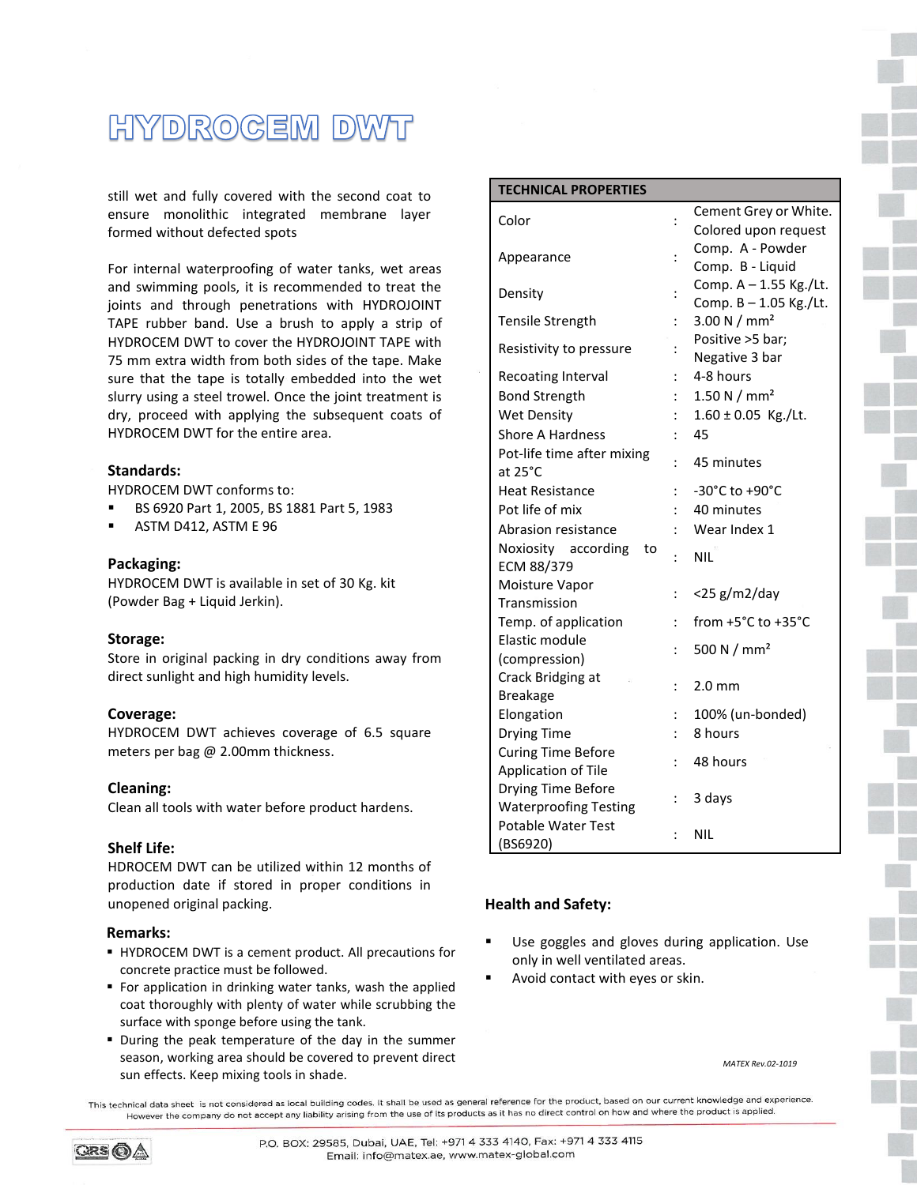# HYDROCEM DWT

still wet and fully covered with the second coat to ensure monolithic integrated membrane layer formed without defected spots

For internal waterproofing of water tanks, wet areas and swimming pools, it is recommended to treat the joints and through penetrations with HYDROJOINT TAPE rubber band. Use a brush to apply a strip of HYDROCEM DWT to cover the HYDROJOINT TAPE with 75 mm extra width from both sides of the tape. Make sure that the tape is totally embedded into the wet slurry using a steel trowel. Once the joint treatment is dry, proceed with applying the subsequent coats of HYDROCEM DWT for the entire area.

**Standards:**

HYDROCEM DWT conforms to:

- BS 6920 Part 1, 2005, BS 1881 Part 5, 1983
- ASTM D412, ASTM E 96

**Packaging:**

HYDROCEM DWT is available in set of 30 Kg. kit (Powder Bag + Liquid Jerkin).

**Storage:**

Store in original packing in dry conditions away from direct sunlight and high humidity levels.

**Coverage:**

HYDROCEM DWT achieves coverage of 6.5 square meters per bag @ 2.00mm thickness.

**Cleaning:**

Clean all tools with water before product hardens.

**Shelf Life:**

HDROCEM DWT can be utilized within 12 months of production date if stored in proper conditions in unopened original packing.

**Remarks:**

- HYDROCEM DWT is a cement product. All precautions for concrete practice must be followed.
- For application in drinking water tanks, wash the applied coat thoroughly with plenty of water while scrubbing the surface with sponge before using the tank.
- During the peak temperature of the day in the summer season, working area should be covered to prevent direct sun effects. Keep mixing tools in shade.

| TECHNICAL PROPERTIES | | |
|---|---|---|
| Color | : | Cement Grey or White. Colored upon request |
| Appearance | : | Comp. A - Powder<br>Comp. B - Liquid |
| Density | : | Comp. A – 1.55 Kg./Lt.<br>Comp. B – 1.05 Kg./Lt. |
| Tensile Strength | : | 3.00 N / mm² |
| Resistivity to pressure | : | Positive >5 bar;<br>Negative 3 bar |
| Recoating Interval | : | 4-8 hours |
| Bond Strength | : | 1.50 N / mm² |
| Wet Density | : | 1.60 ± 0.05 Kg./Lt. |
| Shore A Hardness | : | 45 |
| Pot-life time after mixing at 25°C | : | 45 minutes |
| Heat Resistance | : | -30°C to +90°C |
| Pot life of mix | : | 40 minutes |
| Abrasion resistance | : | Wear Index 1 |
| Noxiosity according to ECM 88/379 | : | NIL |
| Moisture Vapor Transmission | : | <25 g/m2/day |
| Temp. of application | : | from +5°C to +35°C |
| Elastic module (compression) | : | 500 N / mm² |
| Crack Bridging at Breakage | : | 2.0 mm |
| Elongation | : | 100% (un-bonded) |
| Drying Time | : | 8 hours |
| Curing Time Before Application of Tile | : | 48 hours |
| Drying Time Before Waterproofing Testing | : | 3 days |
| Potable Water Test (BS6920) | : | NIL |

**Health and Safety:**

- Use goggles and gloves during application. Use only in well ventilated areas.
- Avoid contact with eyes or skin.

*MATEX Rev.02-1019*

This technical data sheet is not considered as local building codes. It shall be used as general reference for the product, based on our current knowledge and experience. However the company do not accept any liability arising from the use of its products as it has no direct control on how and where the product is applied.

P.O. BOX: 29585, Dubai, UAE, Tel: +971 4 333 4140, Fax: +971 4 333 4115
Email: info@matex.ae, www.matex-global.com